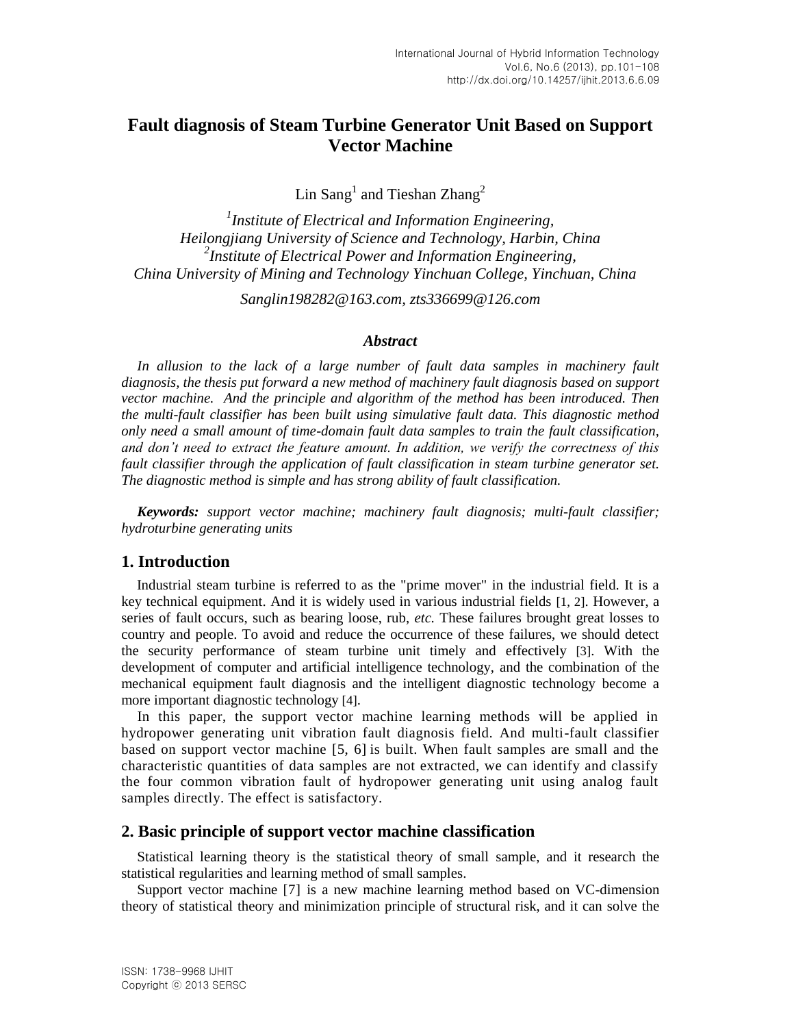# Fault diagnosis of Steam Turbine Generator Unit Based on Support Vector Machine

Lin Sang[1] and Tieshan Zhang[2]

[1]*Institute of Electrical and Information Engineering, Heilongjiang University of Science and Technology, Harbin, China*
[2]*Institute of Electrical Power and Information Engineering, China University of Mining and Technology Yinchuan College, Yinchuan, China*

*Sanglin198282@163.com, zts336699@126.com*

### *Abstract*

*In allusion to the lack of a large number of fault data samples in machinery fault diagnosis, the thesis put forward a new method of machinery fault diagnosis based on support vector machine. And the principle and algorithm of the method has been introduced. Then the multi-fault classifier has been built using simulative fault data. This diagnostic method only need a small amount of time-domain fault data samples to train the fault classification, and don't need to extract the feature amount. In addition, we verify the correctness of this fault classifier through the application of fault classification in steam turbine generator set. The diagnostic method is simple and has strong ability of fault classification.*

***Keywords:*** *support vector machine; machinery fault diagnosis; multi-fault classifier; hydroturbine generating units*

## 1. Introduction

Industrial steam turbine is referred to as the "prime mover" in the industrial field. It is a key technical equipment. And it is widely used in various industrial fields [1, 2]. However, a series of fault occurs, such as bearing loose, rub, *etc.* These failures brought great losses to country and people. To avoid and reduce the occurrence of these failures, we should detect the security performance of steam turbine unit timely and effectively [3]. With the development of computer and artificial intelligence technology, and the combination of the mechanical equipment fault diagnosis and the intelligent diagnostic technology become a more important diagnostic technology [4].

In this paper, the support vector machine learning methods will be applied in hydropower generating unit vibration fault diagnosis field. And multi-fault classifier based on support vector machine [5, 6] is built. When fault samples are small and the characteristic quantities of data samples are not extracted, we can identify and classify the four common vibration fault of hydropower generating unit using analog fault samples directly. The effect is satisfactory.

## 2. Basic principle of support vector machine classification

Statistical learning theory is the statistical theory of small sample, and it research the statistical regularities and learning method of small samples.

Support vector machine [7] is a new machine learning method based on VC-dimension theory of statistical theory and minimization principle of structural risk, and it can solve the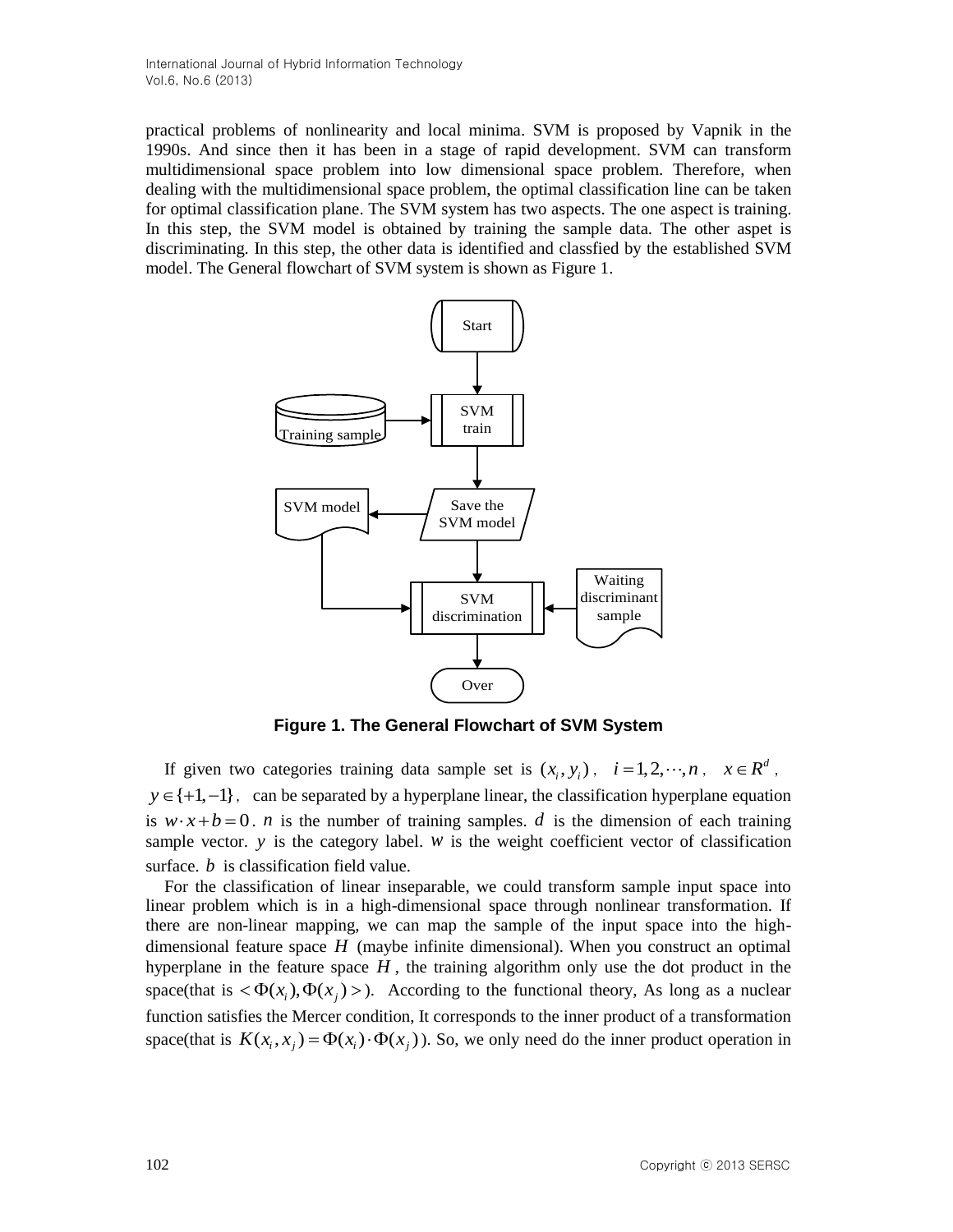practical problems of nonlinearity and local minima. SVM is proposed by Vapnik in the 1990s. And since then it has been in a stage of rapid development. SVM can transform multidimensional space problem into low dimensional space problem. Therefore, when dealing with the multidimensional space problem, the optimal classification line can be taken for optimal classification plane. The SVM system has two aspects. The one aspect is training. In this step, the SVM model is obtained by training the sample data. The other aspet is discriminating. In this step, the other data is identified and classfied by the established SVM model. The General flowchart of SVM system is shown as Figure 1.

**Figure 1. The General Flowchart of SVM System**

If given two categories training data sample set is $(x_i, y_i)$, $i = 1, 2, \cdots, n$, $x \in R^d$, $y \in \{+1, -1\}$, can be separated by a hyperplane linear, the classification hyperplane equation is $w \cdot x + b = 0$. $n$ is the number of training samples. $d$ is the dimension of each training sample vector. $y$ is the category label. $w$ is the weight coefficient vector of classification surface. $b$ is classification field value.

For the classification of linear inseparable, we could transform sample input space into linear problem which is in a high-dimensional space through nonlinear transformation. If there are non-linear mapping, we can map the sample of the input space into the high-dimensional feature space $H$ (maybe infinite dimensional). When you construct an optimal hyperplane in the feature space $H$, the training algorithm only use the dot product in the space(that is $< \Phi(x_i), \Phi(x_j) >$). According to the functional theory, As long as a nuclear function satisfies the Mercer condition, It corresponds to the inner product of a transformation space(that is $K(x_i, x_j) = \Phi(x_i) \cdot \Phi(x_j)$). So, we only need do the inner product operation in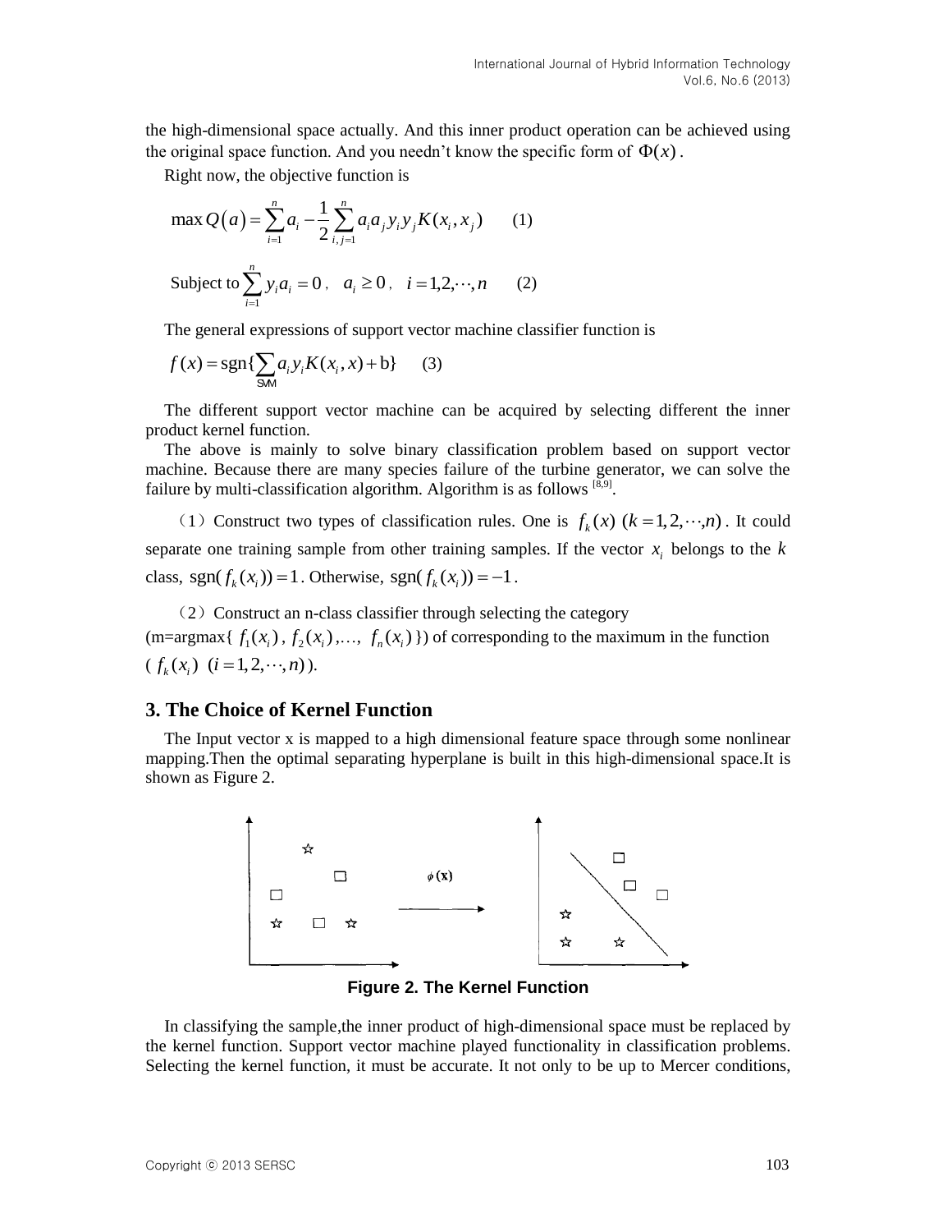the high-dimensional space actually. And this inner product operation can be achieved using the original space function. And you needn't know the specific form of $\Phi(x)$.

Right now, the objective function is

$$\max Q\left(a\right)=\sum_{i=1}^{n}a_i-\frac{1}{2}\sum_{i,j=1}^{n}a_i a_j y_i y_j K(x_i,x_j) \qquad (1)$$

$$\text{Subject to}\sum_{i=1}^{n}y_i a_i=0\,,\quad a_i\geq 0\,,\quad i=1,2,\cdots,n \qquad (2)$$

The general expressions of support vector machine classifier function is

$$f(x)=\text{sgn}\{\sum_{\text{SVM}}a_i y_i K(x_i,x)+\text{b}\} \qquad (3)$$

The different support vector machine can be acquired by selecting different the inner product kernel function.

The above is mainly to solve binary classification problem based on support vector machine. Because there are many species failure of the turbine generator, we can solve the failure by multi-classification algorithm. Algorithm is as follows [8,9].

（1）Construct two types of classification rules. One is $f_k(x)\ (k=1,2,\cdots,n)$. It could separate one training sample from other training samples. If the vector $x_i$ belongs to the $k$ class, $\text{sgn}(f_k(x_i))=1$. Otherwise, $\text{sgn}(f_k(x_i))=-1$.

（2）Construct an n-class classifier through selecting the category (m=argmax{ $f_1(x_i)$, $f_2(x_i)$,…, $f_n(x_i)$ }) of corresponding to the maximum in the function ( $f_k(x_i)\ \ (i=1,2,\cdots,n)$ ).

## 3. The Choice of Kernel Function

The Input vector x is mapped to a high dimensional feature space through some nonlinear mapping.Then the optimal separating hyperplane is built in this high-dimensional space.It is shown as Figure 2.

**Figure 2. The Kernel Function**

In classifying the sample,the inner product of high-dimensional space must be replaced by the kernel function. Support vector machine played functionality in classification problems. Selecting the kernel function, it must be accurate. It not only to be up to Mercer conditions,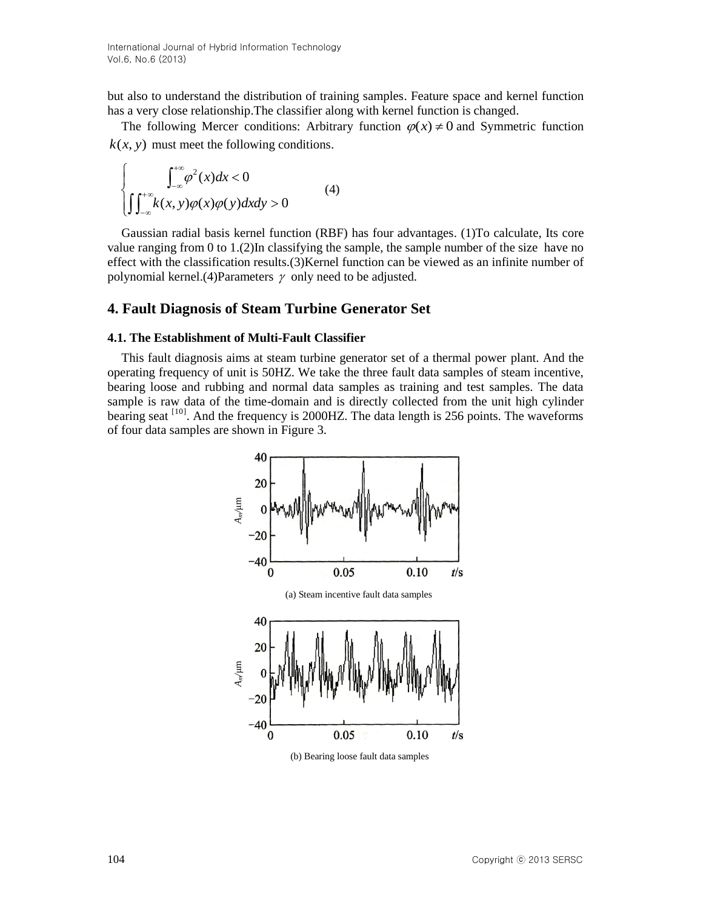but also to understand the distribution of training samples. Feature space and kernel function has a very close relationship.The classifier along with kernel function is changed.

The following Mercer conditions: Arbitrary function $\varphi(x) \neq 0$ and Symmetric function $k(x, y)$ must meet the following conditions.

$$\begin{cases} \int_{-\infty}^{+\infty} \varphi^2(x)dx < 0 \\ \iint_{-\infty}^{+\infty} k(x, y)\varphi(x)\varphi(y)dxdy > 0 \end{cases} \tag{4}$$

Gaussian radial basis kernel function (RBF) has four advantages. (1)To calculate, Its core value ranging from 0 to 1.(2)In classifying the sample, the sample number of the size have no effect with the classification results.(3)Kernel function can be viewed as an infinite number of polynomial kernel.(4)Parameters $\gamma$ only need to be adjusted.

## 4. Fault Diagnosis of Steam Turbine Generator Set

### 4.1. The Establishment of Multi-Fault Classifier

This fault diagnosis aims at steam turbine generator set of a thermal power plant. And the operating frequency of unit is 50HZ. We take the three fault data samples of steam incentive, bearing loose and rubbing and normal data samples as training and test samples. The data sample is raw data of the time-domain and is directly collected from the unit high cylinder bearing seat [10]. And the frequency is 2000HZ. The data length is 256 points. The waveforms of four data samples are shown in Figure 3.

(a) Steam incentive fault data samples

(b) Bearing loose fault data samples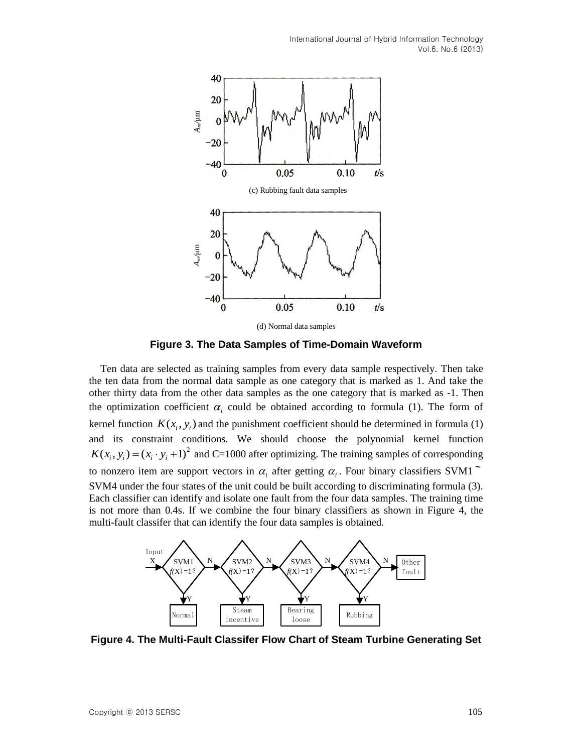(c) Rubbing fault data samples

(d) Normal data samples

**Figure 3. The Data Samples of Time-Domain Waveform**

Ten data are selected as training samples from every data sample respectively. Then take the ten data from the normal data sample as one category that is marked as 1. And take the other thirty data from the other data samples as the one category that is marked as -1. Then the optimization coefficient $\alpha_i$ could be obtained according to formula (1). The form of kernel function $K(x_i, y_i)$ and the punishment coefficient should be determined in formula (1) and its constraint conditions. We should choose the polynomial kernel function $K(x_i, y_i) = (x_i \cdot y_i + 1)^2$ and C=1000 after optimizing. The training samples of corresponding to nonzero item are support vectors in $\alpha_i$ after getting $\alpha_i$. Four binary classifiers SVM1 ~ SVM4 under the four states of the unit could be built according to discriminating formula (3). Each classifier can identify and isolate one fault from the four data samples. The training time is not more than 0.4s. If we combine the four binary classifiers as shown in Figure 4, the multi-fault classifer that can identify the four data samples is obtained.

**Figure 4. The Multi-Fault Classifer Flow Chart of Steam Turbine Generating Set**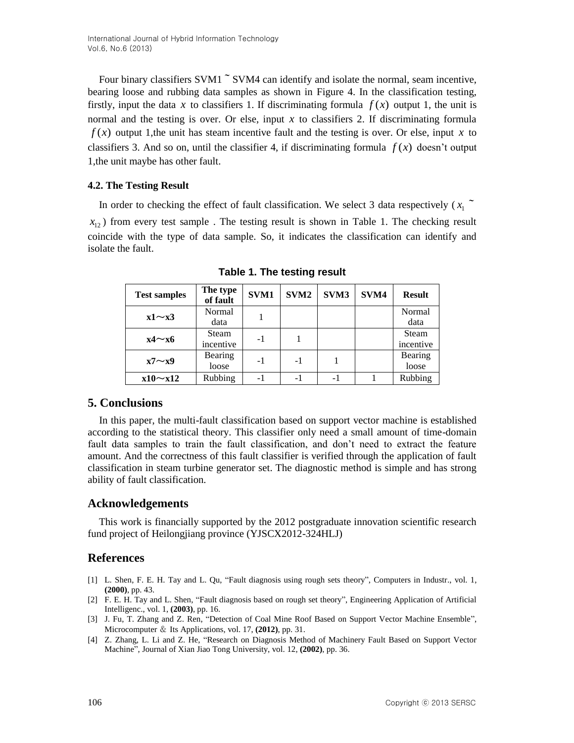Four binary classifiers SVM1 ~ SVM4 can identify and isolate the normal, seam incentive, bearing loose and rubbing data samples as shown in Figure 4. In the classification testing, firstly, input the data $x$ to classifiers 1. If discriminating formula $f(x)$ output 1, the unit is normal and the testing is over. Or else, input $x$ to classifiers 2. If discriminating formula $f(x)$ output 1,the unit has steam incentive fault and the testing is over. Or else, input $x$ to classifiers 3. And so on, until the classifier 4, if discriminating formula $f(x)$ doesn't output 1,the unit maybe has other fault.

### 4.2. The Testing Result

In order to checking the effect of fault classification. We select 3 data respectively ( $x_1$ ~ $x_{12}$ ) from every test sample . The testing result is shown in Table 1. The checking result coincide with the type of data sample. So, it indicates the classification can identify and isolate the fault.

**Table 1. The testing result**

| Test samples | The type of fault | SVM1 | SVM2 | SVM3 | SVM4 | Result |
|---|---|---|---|---|---|---|
| **x1～x3** | Normal data | 1 | | | | Normal data |
| **x4～x6** | Steam incentive | -1 | 1 | | | Steam incentive |
| **x7～x9** | Bearing loose | -1 | -1 | 1 | | Bearing loose |
| **x10～x12** | Rubbing | -1 | -1 | -1 | 1 | Rubbing |

## 5. Conclusions

In this paper, the multi-fault classification based on support vector machine is established according to the statistical theory. This classifier only need a small amount of time-domain fault data samples to train the fault classification, and don't need to extract the feature amount. And the correctness of this fault classifier is verified through the application of fault classification in steam turbine generator set. The diagnostic method is simple and has strong ability of fault classification.

## Acknowledgements

This work is financially supported by the 2012 postgraduate innovation scientific research fund project of Heilongjiang province (YJSCX2012-324HLJ)

## References

[1] L. Shen, F. E. H. Tay and L. Qu, "Fault diagnosis using rough sets theory", Computers in Industr., vol. 1, **(2000)**, pp. 43.

[2] F. E. H. Tay and L. Shen, "Fault diagnosis based on rough set theory", Engineering Application of Artificial Intelligenc., vol. 1, **(2003)**, pp. 16.

[3] J. Fu, T. Zhang and Z. Ren, "Detection of Coal Mine Roof Based on Support Vector Machine Ensemble", Microcomputer ＆ Its Applications, vol. 17, **(2012)**, pp. 31.

[4] Z. Zhang, L. Li and Z. He, "Research on Diagnosis Method of Machinery Fault Based on Support Vector Machine", Journal of Xian Jiao Tong University, vol. 12, **(2002)**, pp. 36.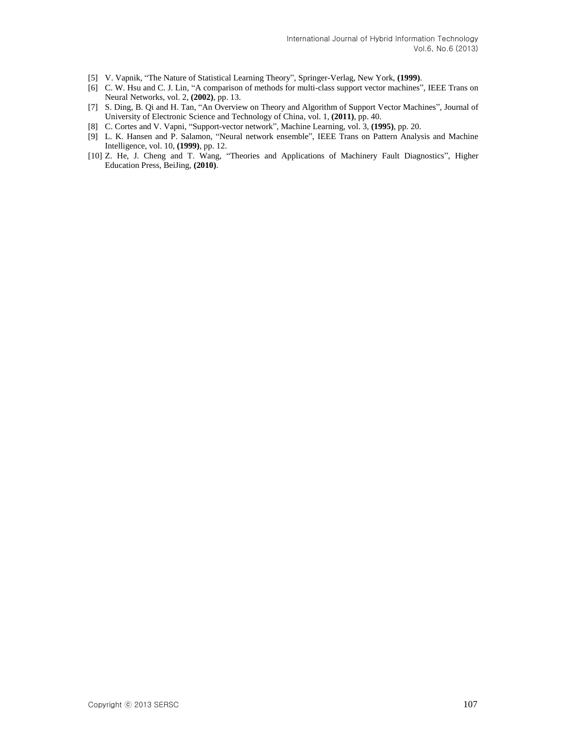[5] V. Vapnik, “The Nature of Statistical Learning Theory”, Springer-Verlag, New York, **(1999)**.

[6] C. W. Hsu and C. J. Lin, “A comparison of methods for multi-class support vector machines”, IEEE Trans on Neural Networks, vol. 2, **(2002)**, pp. 13.

[7] S. Ding, B. Qi and H. Tan, “An Overview on Theory and Algorithm of Support Vector Machines”, Journal of University of Electronic Science and Technology of China, vol. 1, **(2011)**, pp. 40.

[8] C. Cortes and V. Vapni, “Support-vector network”, Machine Learning, vol. 3, **(1995)**, pp. 20.

[9] L. K. Hansen and P. Salamon, “Neural network ensemble”, IEEE Trans on Pattern Analysis and Machine Intelligence, vol. 10, **(1999)**, pp. 12.

[10] Z. He, J. Cheng and T. Wang, “Theories and Applications of Machinery Fault Diagnostics”, Higher Education Press, BeiJing, **(2010)**.